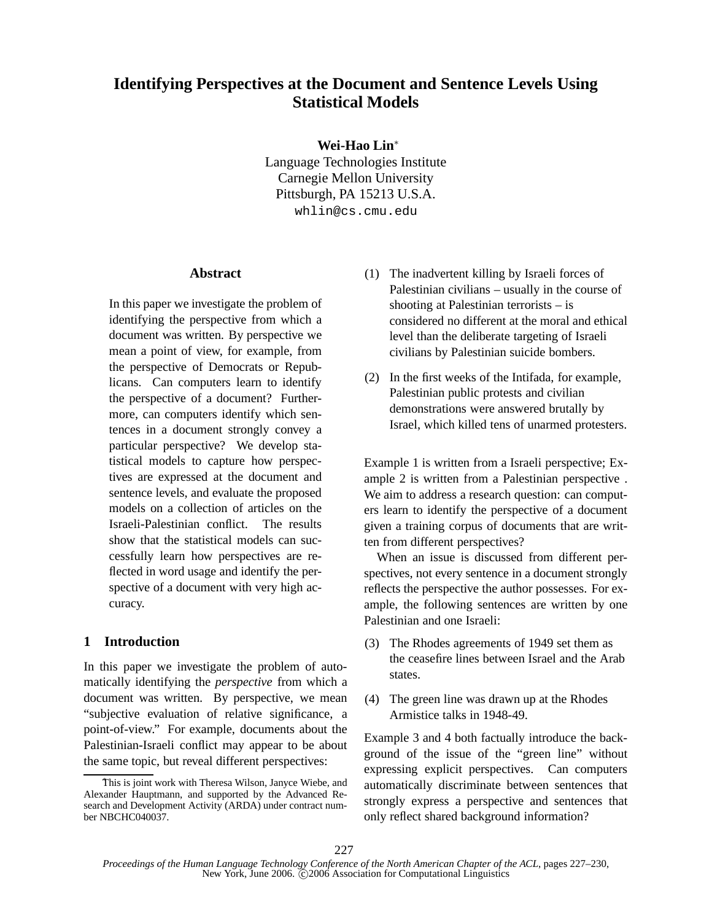# Identifying Perspectives at the Document and Sentence Levels Using Statistical Models

**Wei-Hao Lin***

Language Technologies Institute
Carnegie Mellon University
Pittsburgh, PA 15213 U.S.A.
whlin@cs.cmu.edu

## Abstract

In this paper we investigate the problem of identifying the perspective from which a document was written. By perspective we mean a point of view, for example, from the perspective of Democrats or Republicans. Can computers learn to identify the perspective of a document? Furthermore, can computers identify which sentences in a document strongly convey a particular perspective? We develop statistical models to capture how perspectives are expressed at the document and sentence levels, and evaluate the proposed models on a collection of articles on the Israeli-Palestinian conflict. The results show that the statistical models can successfully learn how perspectives are reflected in word usage and identify the perspective of a document with very high accuracy.

## 1 Introduction

In this paper we investigate the problem of automatically identifying the *perspective* from which a document was written. By perspective, we mean "subjective evaluation of relative significance, a point-of-view." For example, documents about the Palestinian-Israeli conflict may appear to be about the same topic, but reveal different perspectives:

(1) The inadvertent killing by Israeli forces of Palestinian civilians – usually in the course of shooting at Palestinian terrorists – is considered no different at the moral and ethical level than the deliberate targeting of Israeli civilians by Palestinian suicide bombers.

(2) In the first weeks of the Intifada, for example, Palestinian public protests and civilian demonstrations were answered brutally by Israel, which killed tens of unarmed protesters.

Example 1 is written from a Israeli perspective; Example 2 is written from a Palestinian perspective . We aim to address a research question: can computers learn to identify the perspective of a document given a training corpus of documents that are written from different perspectives?

When an issue is discussed from different perspectives, not every sentence in a document strongly reflects the perspective the author possesses. For example, the following sentences are written by one Palestinian and one Israeli:

(3) The Rhodes agreements of 1949 set them as the ceasefire lines between Israel and the Arab states.

(4) The green line was drawn up at the Rhodes Armistice talks in 1948-49.

Example 3 and 4 both factually introduce the background of the issue of the "green line" without expressing explicit perspectives. Can computers automatically discriminate between sentences that strongly express a perspective and sentences that only reflect shared background information?

*This is joint work with Theresa Wilson, Janyce Wiebe, and Alexander Hauptmann, and supported by the Advanced Research and Development Activity (ARDA) under contract number NBCHC040037.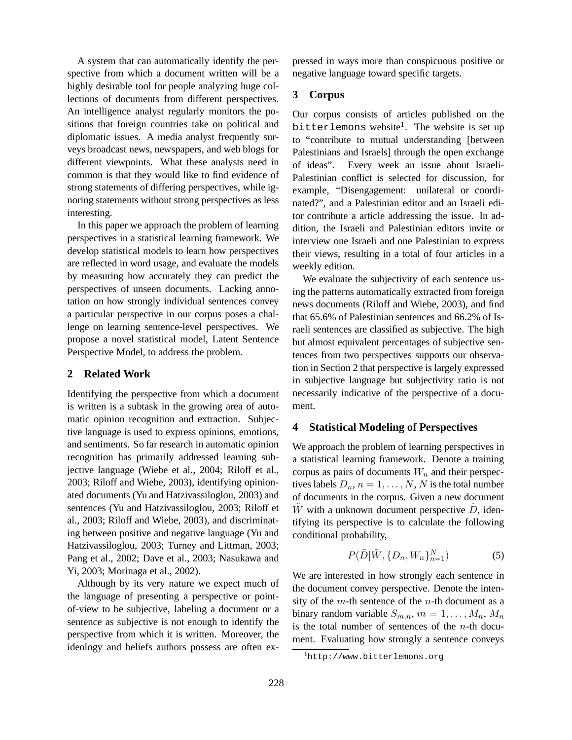A system that can automatically identify the perspective from which a document written will be a highly desirable tool for people analyzing huge collections of documents from different perspectives. An intelligence analyst regularly monitors the positions that foreign countries take on political and diplomatic issues. A media analyst frequently surveys broadcast news, newspapers, and web blogs for different viewpoints. What these analysts need in common is that they would like to find evidence of strong statements of differing perspectives, while ignoring statements without strong perspectives as less interesting.

In this paper we approach the problem of learning perspectives in a statistical learning framework. We develop statistical models to learn how perspectives are reflected in word usage, and evaluate the models by measuring how accurately they can predict the perspectives of unseen documents. Lacking annotation on how strongly individual sentences convey a particular perspective in our corpus poses a challenge on learning sentence-level perspectives. We propose a novel statistical model, Latent Sentence Perspective Model, to address the problem.

## 2 Related Work

Identifying the perspective from which a document is written is a subtask in the growing area of automatic opinion recognition and extraction. Subjective language is used to express opinions, emotions, and sentiments. So far research in automatic opinion recognition has primarily addressed learning subjective language (Wiebe et al., 2004; Riloff et al., 2003; Riloff and Wiebe, 2003), identifying opinionated documents (Yu and Hatzivassiloglou, 2003) and sentences (Yu and Hatzivassiloglou, 2003; Riloff et al., 2003; Riloff and Wiebe, 2003), and discriminating between positive and negative language (Yu and Hatzivassiloglou, 2003; Turney and Littman, 2003; Pang et al., 2002; Dave et al., 2003; Nasukawa and Yi, 2003; Morinaga et al., 2002).

Although by its very nature we expect much of the language of presenting a perspective or point-of-view to be subjective, labeling a document or a sentence as subjective is not enough to identify the perspective from which it is written. Moreover, the ideology and beliefs authors possess are often expressed in ways more than conspicuous positive or negative language toward specific targets.

## 3 Corpus

Our corpus consists of articles published on the `bitterlemons` website[1]. The website is set up to "contribute to mutual understanding [between Palestinians and Israels] through the open exchange of ideas". Every week an issue about Israeli-Palestinian conflict is selected for discussion, for example, "Disengagement: unilateral or coordinated?", and a Palestinian editor and an Israeli editor contribute a article addressing the issue. In addition, the Israeli and Palestinian editors invite or interview one Israeli and one Palestinian to express their views, resulting in a total of four articles in a weekly edition.

We evaluate the subjectivity of each sentence using the patterns automatically extracted from foreign news documents (Riloff and Wiebe, 2003), and find that 65.6% of Palestinian sentences and 66.2% of Israeli sentences are classified as subjective. The high but almost equivalent percentages of subjective sentences from two perspectives supports our observation in Section 2 that perspective is largely expressed in subjective language but subjectivity ratio is not necessarily indicative of the perspective of a document.

## 4 Statistical Modeling of Perspectives

We approach the problem of learning perspectives in a statistical learning framework. Denote a training corpus as pairs of documents $W_n$ and their perspectives labels $D_n$, $n = 1, \ldots, N$, $N$ is the total number of documents in the corpus. Given a new document $\tilde{W}$ with a unknown document perspective $\tilde{D}$, identifying its perspective is to calculate the following conditional probability,

$$P(\tilde{D}|\tilde{W}, \{D_n, W_n\}_{n=1}^{N}) \tag{5}$$

We are interested in how strongly each sentence in the document convey perspective. Denote the intensity of the $m$-th sentence of the $n$-th document as a binary random variable $S_{m,n}$, $m = 1, \ldots, M_n$, $M_n$ is the total number of sentences of the $n$-th document. Evaluating how strongly a sentence conveys

[1] `http://www.bitterlemons.org`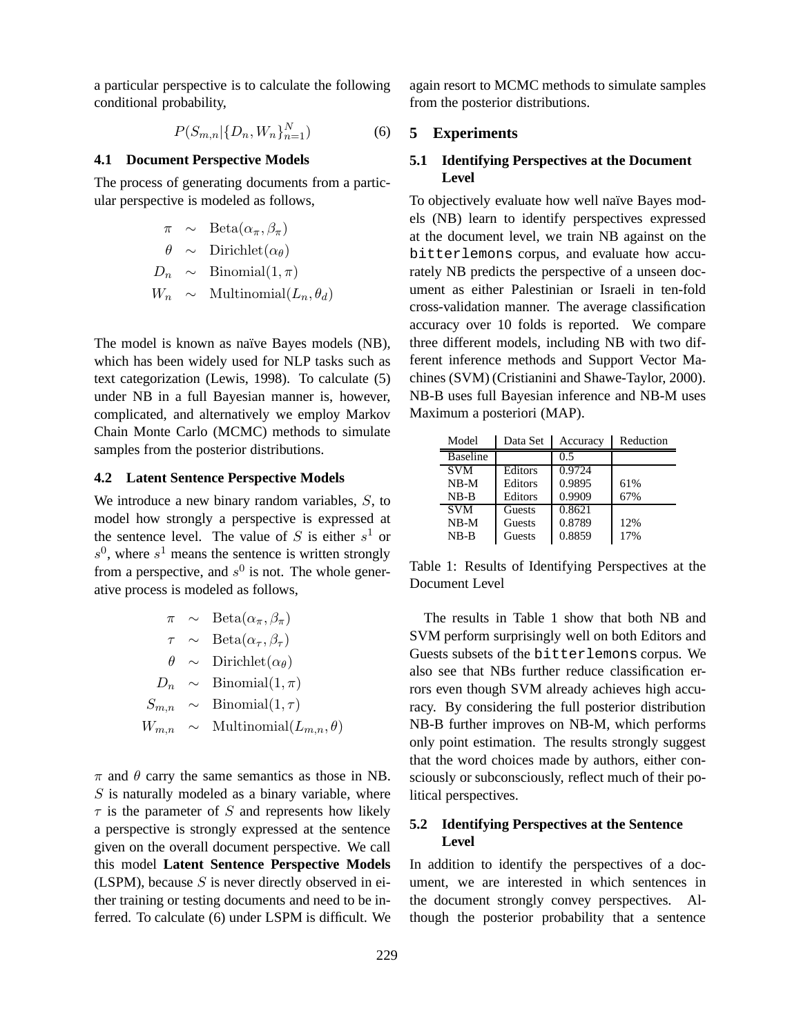a particular perspective is to calculate the following conditional probability,

$$P(S_{m,n}|\{D_n, W_n\}_{n=1}^{N}) \tag{6}$$

### 4.1 Document Perspective Models

The process of generating documents from a particular perspective is modeled as follows,

$$\begin{aligned}
\pi &\sim \text{Beta}(\alpha_\pi, \beta_\pi) \\
\theta &\sim \text{Dirichlet}(\alpha_\theta) \\
D_n &\sim \text{Binomial}(1, \pi) \\
W_n &\sim \text{Multinomial}(L_n, \theta_d)
\end{aligned}$$

The model is known as naïve Bayes models (NB), which has been widely used for NLP tasks such as text categorization (Lewis, 1998). To calculate (5) under NB in a full Bayesian manner is, however, complicated, and alternatively we employ Markov Chain Monte Carlo (MCMC) methods to simulate samples from the posterior distributions.

### 4.2 Latent Sentence Perspective Models

We introduce a new binary random variables, $S$, to model how strongly a perspective is expressed at the sentence level. The value of $S$ is either $s^1$ or $s^0$, where $s^1$ means the sentence is written strongly from a perspective, and $s^0$ is not. The whole generative process is modeled as follows,

$$\begin{aligned}
\pi &\sim \text{Beta}(\alpha_\pi, \beta_\pi) \\
\tau &\sim \text{Beta}(\alpha_\tau, \beta_\tau) \\
\theta &\sim \text{Dirichlet}(\alpha_\theta) \\
D_n &\sim \text{Binomial}(1, \pi) \\
S_{m,n} &\sim \text{Binomial}(1, \tau) \\
W_{m,n} &\sim \text{Multinomial}(L_{m,n}, \theta)
\end{aligned}$$

$\pi$ and $\theta$ carry the same semantics as those in NB. $S$ is naturally modeled as a binary variable, where $\tau$ is the parameter of $S$ and represents how likely a perspective is strongly expressed at the sentence given on the overall document perspective. We call this model **Latent Sentence Perspective Models** (LSPM), because $S$ is never directly observed in either training or testing documents and need to be inferred. To calculate (6) under LSPM is difficult. We again resort to MCMC methods to simulate samples from the posterior distributions.

## 5 Experiments

### 5.1 Identifying Perspectives at the Document Level

To objectively evaluate how well naïve Bayes models (NB) learn to identify perspectives expressed at the document level, we train NB against on the `bitterlemons` corpus, and evaluate how accurately NB predicts the perspective of a unseen document as either Palestinian or Israeli in ten-fold cross-validation manner. The average classification accuracy over 10 folds is reported. We compare three different models, including NB with two different inference methods and Support Vector Machines (SVM) (Cristianini and Shawe-Taylor, 2000). NB-B uses full Bayesian inference and NB-M uses Maximum a posteriori (MAP).

| Model | Data Set | Accuracy | Reduction |
|---|---|---|---|
| Baseline | | 0.5 | |
| SVM | Editors | 0.9724 | |
| NB-M | Editors | 0.9895 | 61% |
| NB-B | Editors | 0.9909 | 67% |
| SVM | Guests | 0.8621 | |
| NB-M | Guests | 0.8789 | 12% |
| NB-B | Guests | 0.8859 | 17% |

Table 1: Results of Identifying Perspectives at the Document Level

The results in Table 1 show that both NB and SVM perform surprisingly well on both Editors and Guests subsets of the `bitterlemons` corpus. We also see that NBs further reduce classification errors even though SVM already achieves high accuracy. By considering the full posterior distribution NB-B further improves on NB-M, which performs only point estimation. The results strongly suggest that the word choices made by authors, either consciously or subconsciously, reflect much of their political perspectives.

### 5.2 Identifying Perspectives at the Sentence Level

In addition to identify the perspectives of a document, we are interested in which sentences in the document strongly convey perspectives. Although the posterior probability that a sentence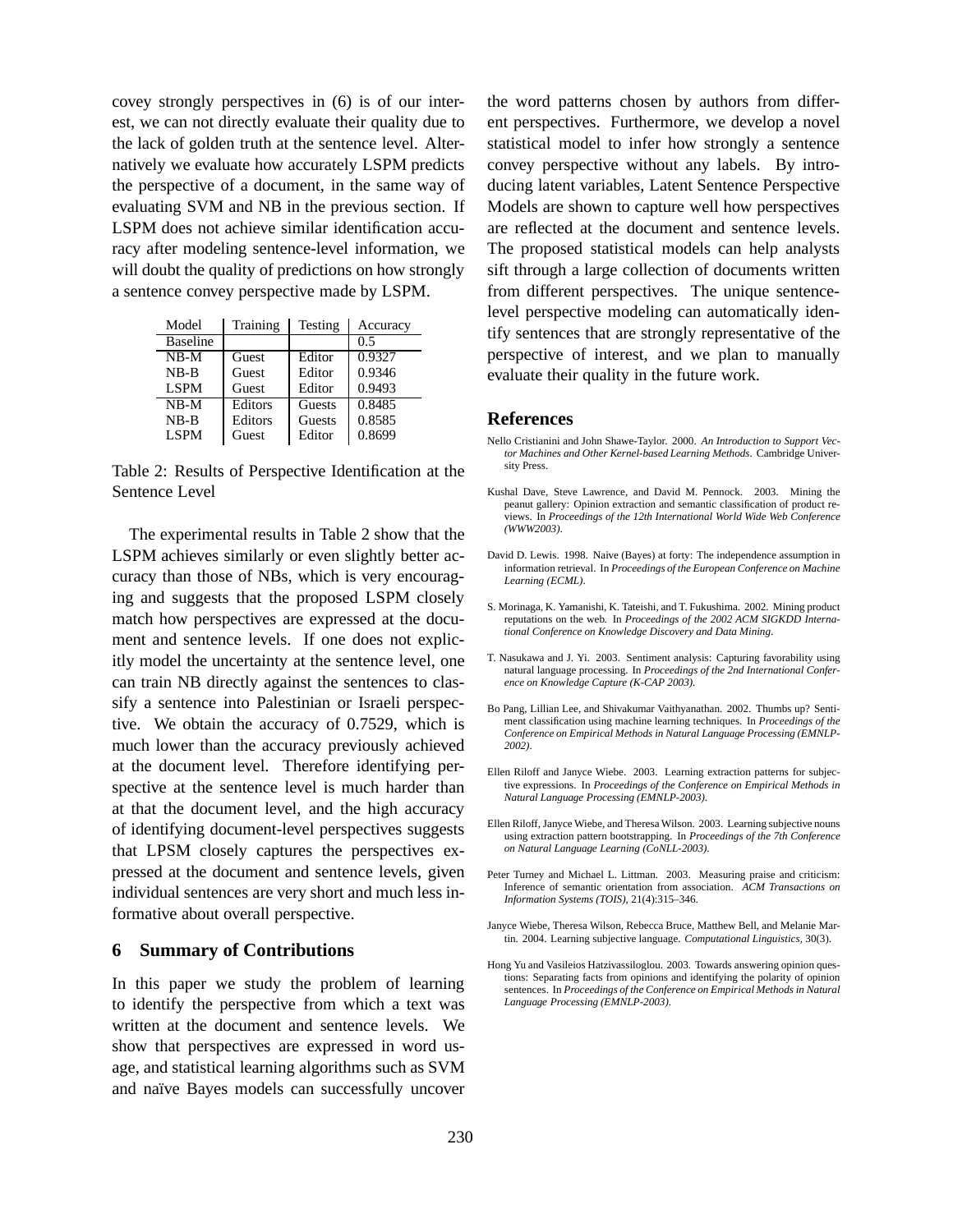covey strongly perspectives in (6) is of our interest, we can not directly evaluate their quality due to the lack of golden truth at the sentence level. Alternatively we evaluate how accurately LSPM predicts the perspective of a document, in the same way of evaluating SVM and NB in the previous section. If LSPM does not achieve similar identification accuracy after modeling sentence-level information, we will doubt the quality of predictions on how strongly a sentence convey perspective made by LSPM.

| Model | Training | Testing | Accuracy |
|---|---|---|---|
| Baseline | | | 0.5 |
| NB-M | Guest | Editor | 0.9327 |
| NB-B | Guest | Editor | 0.9346 |
| LSPM | Guest | Editor | 0.9493 |
| NB-M | Editors | Guests | 0.8485 |
| NB-B | Editors | Guests | 0.8585 |
| LSPM | Guest | Editor | 0.8699 |

Table 2: Results of Perspective Identification at the Sentence Level

The experimental results in Table 2 show that the LSPM achieves similarly or even slightly better accuracy than those of NBs, which is very encouraging and suggests that the proposed LSPM closely match how perspectives are expressed at the document and sentence levels. If one does not explicitly model the uncertainty at the sentence level, one can train NB directly against the sentences to classify a sentence into Palestinian or Israeli perspective. We obtain the accuracy of 0.7529, which is much lower than the accuracy previously achieved at the document level. Therefore identifying perspective at the sentence level is much harder than at that the document level, and the high accuracy of identifying document-level perspectives suggests that LPSM closely captures the perspectives expressed at the document and sentence levels, given individual sentences are very short and much less informative about overall perspective.

## 6 Summary of Contributions

In this paper we study the problem of learning to identify the perspective from which a text was written at the document and sentence levels. We show that perspectives are expressed in word usage, and statistical learning algorithms such as SVM and naïve Bayes models can successfully uncover the word patterns chosen by authors from different perspectives. Furthermore, we develop a novel statistical model to infer how strongly a sentence convey perspective without any labels. By introducing latent variables, Latent Sentence Perspective Models are shown to capture well how perspectives are reflected at the document and sentence levels. The proposed statistical models can help analysts sift through a large collection of documents written from different perspectives. The unique sentence-level perspective modeling can automatically identify sentences that are strongly representative of the perspective of interest, and we plan to manually evaluate their quality in the future work.

## References

Nello Cristianini and John Shawe-Taylor. 2000. *An Introduction to Support Vector Machines and Other Kernel-based Learning Methods*. Cambridge University Press.

Kushal Dave, Steve Lawrence, and David M. Pennock. 2003. Mining the peanut gallery: Opinion extraction and semantic classification of product reviews. In *Proceedings of the 12th International World Wide Web Conference (WWW2003)*.

David D. Lewis. 1998. Naive (Bayes) at forty: The independence assumption in information retrieval. In *Proceedings of the European Conference on Machine Learning (ECML)*.

S. Morinaga, K. Yamanishi, K. Tateishi, and T. Fukushima. 2002. Mining product reputations on the web. In *Proceedings of the 2002 ACM SIGKDD International Conference on Knowledge Discovery and Data Mining*.

T. Nasukawa and J. Yi. 2003. Sentiment analysis: Capturing favorability using natural language processing. In *Proceedings of the 2nd International Conference on Knowledge Capture (K-CAP 2003)*.

Bo Pang, Lillian Lee, and Shivakumar Vaithyanathan. 2002. Thumbs up? Sentiment classification using machine learning techniques. In *Proceedings of the Conference on Empirical Methods in Natural Language Processing (EMNLP-2002)*.

Ellen Riloff and Janyce Wiebe. 2003. Learning extraction patterns for subjective expressions. In *Proceedings of the Conference on Empirical Methods in Natural Language Processing (EMNLP-2003)*.

Ellen Riloff, Janyce Wiebe, and Theresa Wilson. 2003. Learning subjective nouns using extraction pattern bootstrapping. In *Proceedings of the 7th Conference on Natural Language Learning (CoNLL-2003)*.

Peter Turney and Michael L. Littman. 2003. Measuring praise and criticism: Inference of semantic orientation from association. *ACM Transactions on Information Systems (TOIS)*, 21(4):315–346.

Janyce Wiebe, Theresa Wilson, Rebecca Bruce, Matthew Bell, and Melanie Martin. 2004. Learning subjective language. *Computational Linguistics*, 30(3).

Hong Yu and Vasileios Hatzivassiloglou. 2003. Towards answering opinion questions: Separating facts from opinions and identifying the polarity of opinion sentences. In *Proceedings of the Conference on Empirical Methods in Natural Language Processing (EMNLP-2003)*.